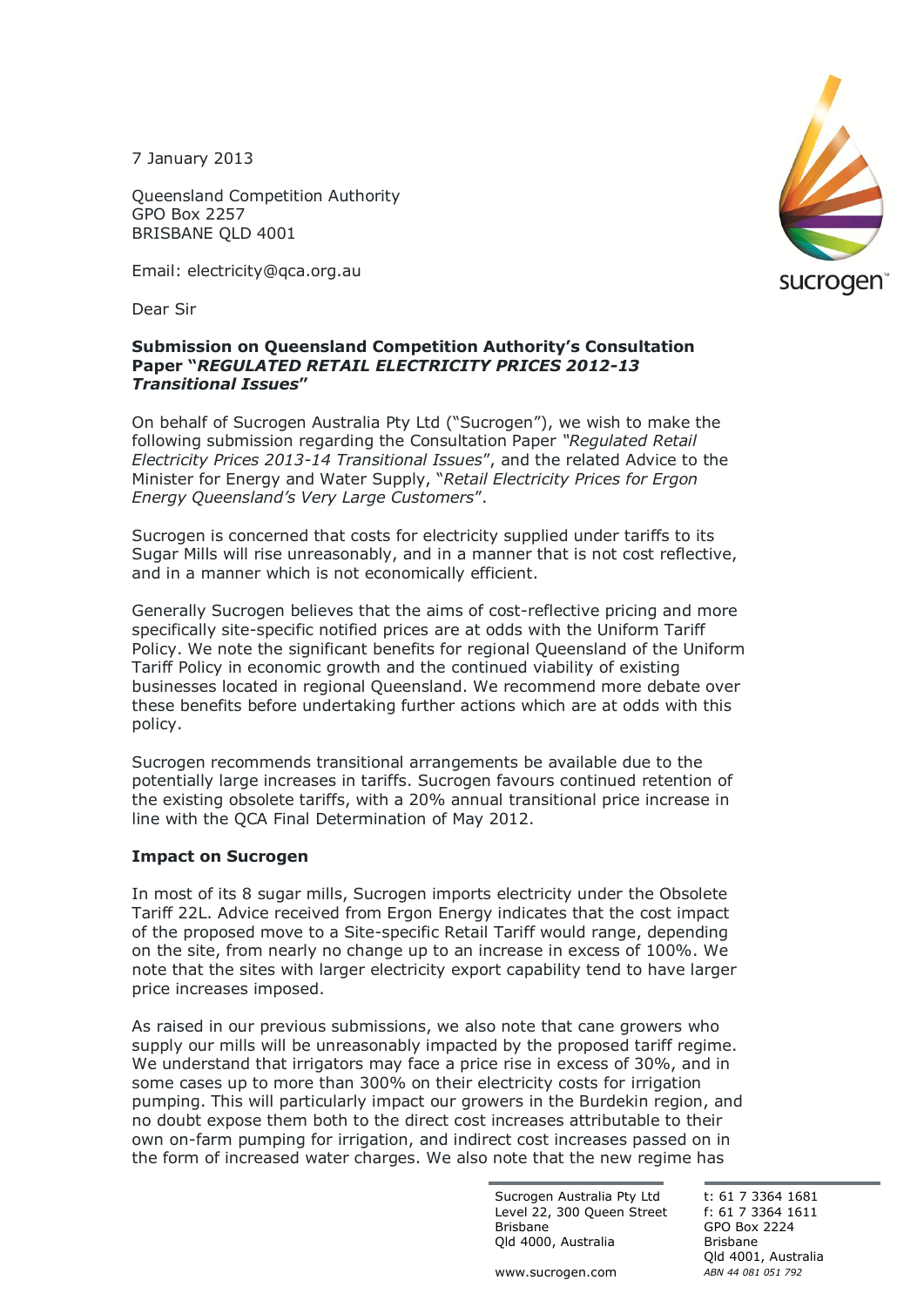7 January 2013

Queensland Competition Authority
GPO Box 2257
BRISBANE QLD 4001

Email: electricity@qca.org.au

Dear Sir

**Submission on Queensland Competition Authority's Consultation Paper "*REGULATED RETAIL ELECTRICITY PRICES 2012-13 Transitional Issues*"**

On behalf of Sucrogen Australia Pty Ltd ("Sucrogen"), we wish to make the following submission regarding the Consultation Paper *"Regulated Retail Electricity Prices 2013-14 Transitional Issues"*, and the related Advice to the Minister for Energy and Water Supply, "*Retail Electricity Prices for Ergon Energy Queensland's Very Large Customers*".

Sucrogen is concerned that costs for electricity supplied under tariffs to its Sugar Mills will rise unreasonably, and in a manner that is not cost reflective, and in a manner which is not economically efficient.

Generally Sucrogen believes that the aims of cost-reflective pricing and more specifically site-specific notified prices are at odds with the Uniform Tariff Policy. We note the significant benefits for regional Queensland of the Uniform Tariff Policy in economic growth and the continued viability of existing businesses located in regional Queensland. We recommend more debate over these benefits before undertaking further actions which are at odds with this policy.

Sucrogen recommends transitional arrangements be available due to the potentially large increases in tariffs. Sucrogen favours continued retention of the existing obsolete tariffs, with a 20% annual transitional price increase in line with the QCA Final Determination of May 2012.

**Impact on Sucrogen**

In most of its 8 sugar mills, Sucrogen imports electricity under the Obsolete Tariff 22L. Advice received from Ergon Energy indicates that the cost impact of the proposed move to a Site-specific Retail Tariff would range, depending on the site, from nearly no change up to an increase in excess of 100%. We note that the sites with larger electricity export capability tend to have larger price increases imposed.

As raised in our previous submissions, we also note that cane growers who supply our mills will be unreasonably impacted by the proposed tariff regime. We understand that irrigators may face a price rise in excess of 30%, and in some cases up to more than 300% on their electricity costs for irrigation pumping. This will particularly impact our growers in the Burdekin region, and no doubt expose them both to the direct cost increases attributable to their own on-farm pumping for irrigation, and indirect cost increases passed on in the form of increased water charges. We also note that the new regime has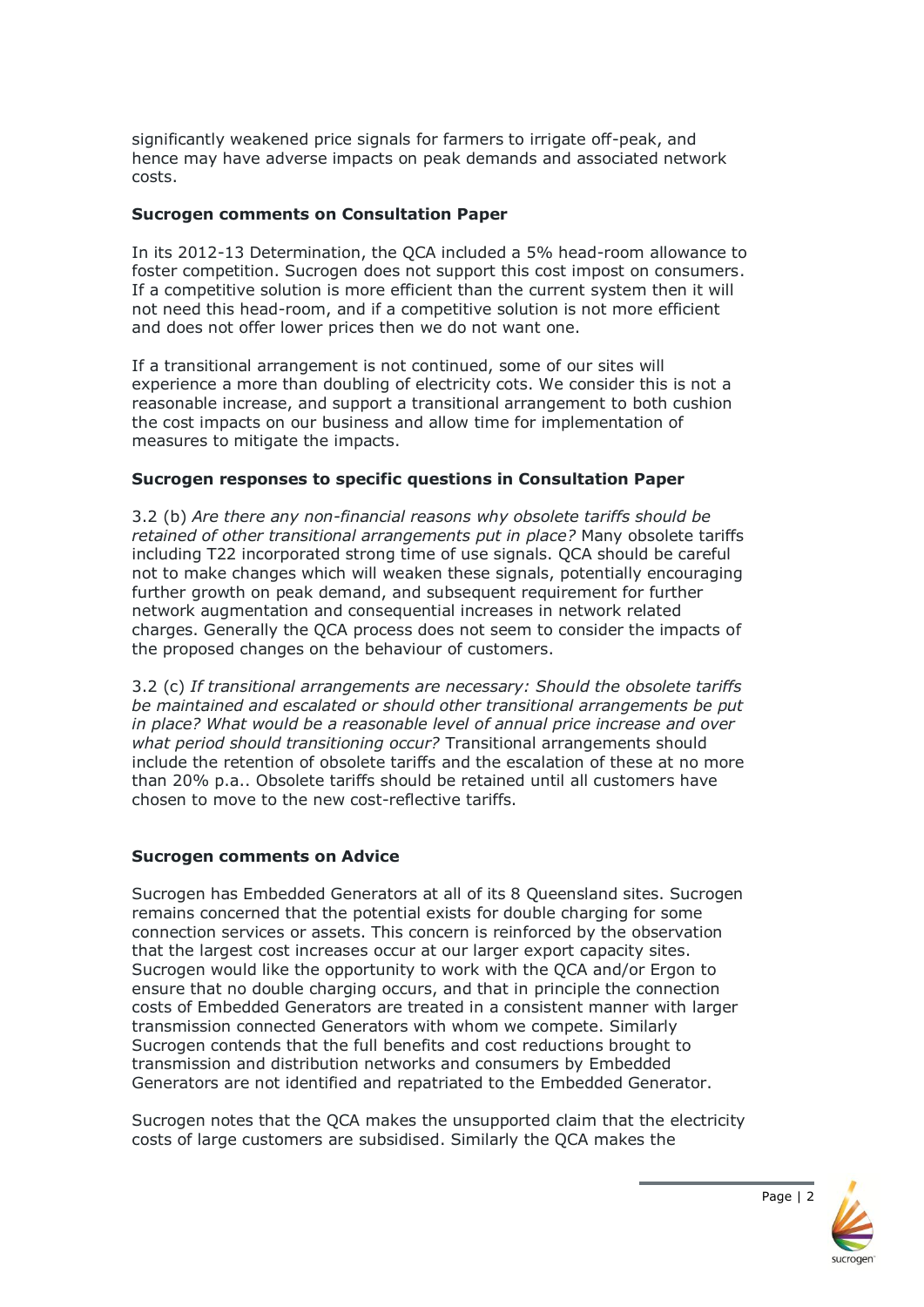significantly weakened price signals for farmers to irrigate off-peak, and hence may have adverse impacts on peak demands and associated network costs.

**Sucrogen comments on Consultation Paper**

In its 2012-13 Determination, the QCA included a 5% head-room allowance to foster competition. Sucrogen does not support this cost impost on consumers. If a competitive solution is more efficient than the current system then it will not need this head-room, and if a competitive solution is not more efficient and does not offer lower prices then we do not want one.

If a transitional arrangement is not continued, some of our sites will experience a more than doubling of electricity cots. We consider this is not a reasonable increase, and support a transitional arrangement to both cushion the cost impacts on our business and allow time for implementation of measures to mitigate the impacts.

**Sucrogen responses to specific questions in Consultation Paper**

3.2 (b) *Are there any non-financial reasons why obsolete tariffs should be retained of other transitional arrangements put in place?* Many obsolete tariffs including T22 incorporated strong time of use signals. QCA should be careful not to make changes which will weaken these signals, potentially encouraging further growth on peak demand, and subsequent requirement for further network augmentation and consequential increases in network related charges. Generally the QCA process does not seem to consider the impacts of the proposed changes on the behaviour of customers.

3.2 (c) *If transitional arrangements are necessary: Should the obsolete tariffs be maintained and escalated or should other transitional arrangements be put in place? What would be a reasonable level of annual price increase and over what period should transitioning occur?* Transitional arrangements should include the retention of obsolete tariffs and the escalation of these at no more than 20% p.a.. Obsolete tariffs should be retained until all customers have chosen to move to the new cost-reflective tariffs.

**Sucrogen comments on Advice**

Sucrogen has Embedded Generators at all of its 8 Queensland sites. Sucrogen remains concerned that the potential exists for double charging for some connection services or assets. This concern is reinforced by the observation that the largest cost increases occur at our larger export capacity sites. Sucrogen would like the opportunity to work with the QCA and/or Ergon to ensure that no double charging occurs, and that in principle the connection costs of Embedded Generators are treated in a consistent manner with larger transmission connected Generators with whom we compete. Similarly Sucrogen contends that the full benefits and cost reductions brought to transmission and distribution networks and consumers by Embedded Generators are not identified and repatriated to the Embedded Generator.

Sucrogen notes that the QCA makes the unsupported claim that the electricity costs of large customers are subsidised. Similarly the QCA makes the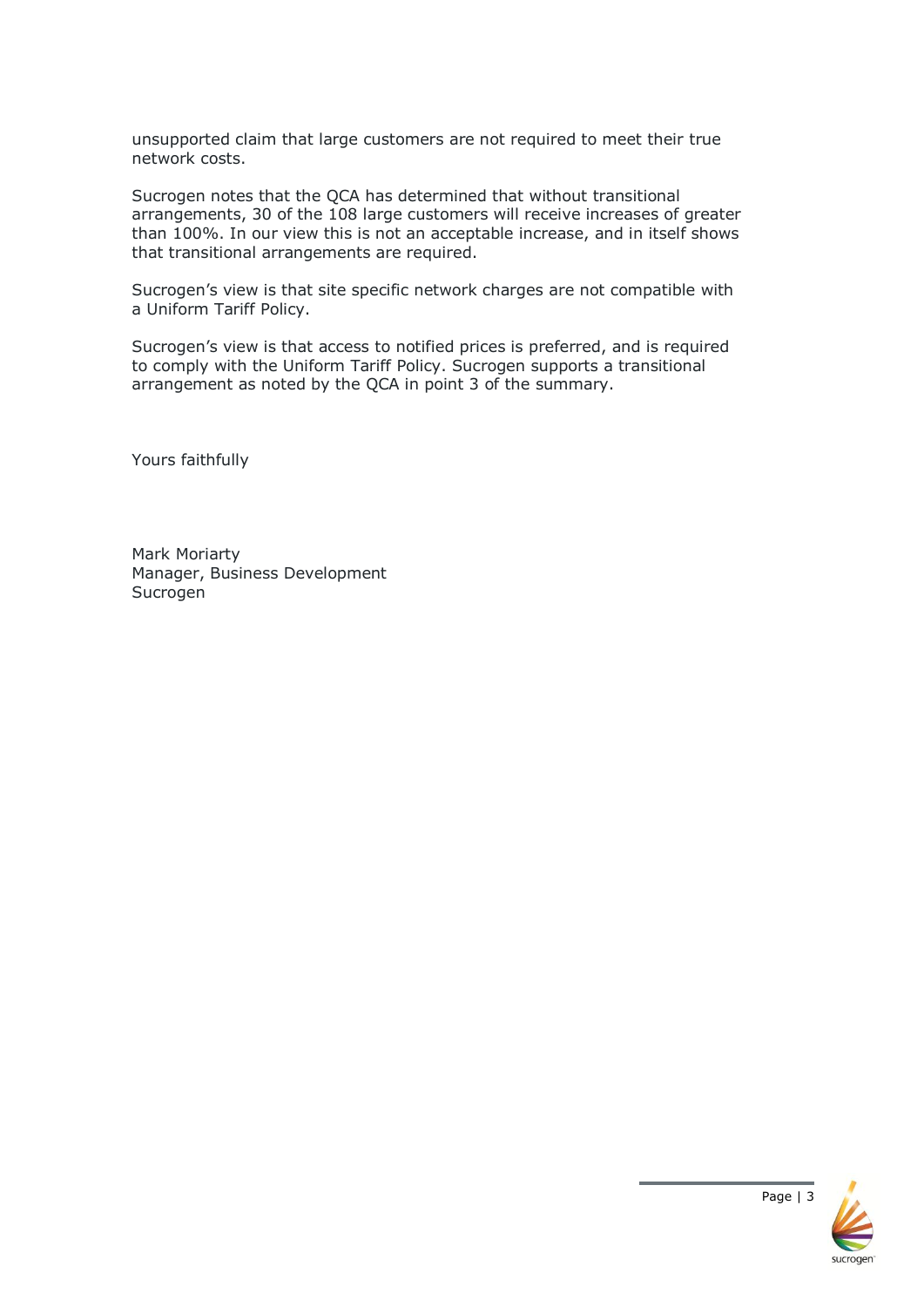unsupported claim that large customers are not required to meet their true network costs.

Sucrogen notes that the QCA has determined that without transitional arrangements, 30 of the 108 large customers will receive increases of greater than 100%. In our view this is not an acceptable increase, and in itself shows that transitional arrangements are required.

Sucrogen's view is that site specific network charges are not compatible with a Uniform Tariff Policy.

Sucrogen's view is that access to notified prices is preferred, and is required to comply with the Uniform Tariff Policy. Sucrogen supports a transitional arrangement as noted by the QCA in point 3 of the summary.

Yours faithfully

Mark Moriarty
Manager, Business Development
Sucrogen